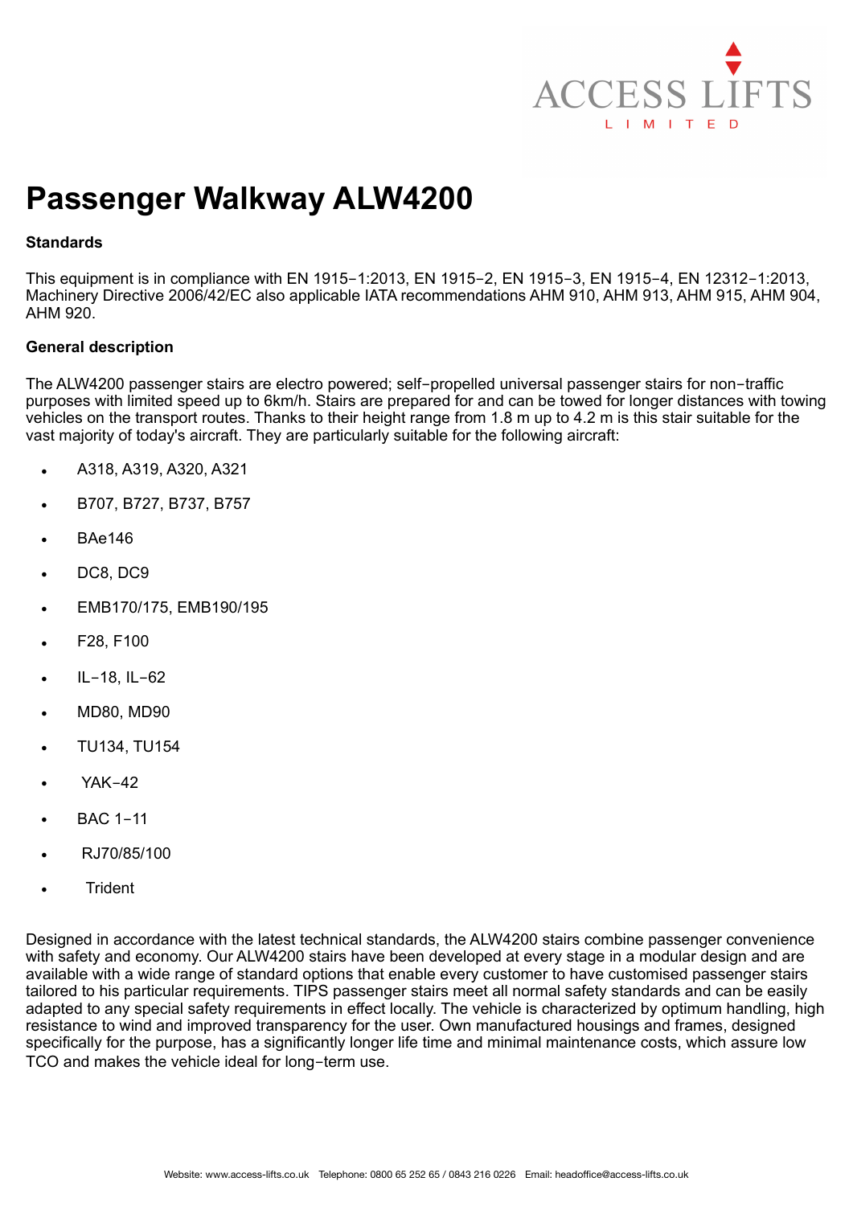ACCESS LIFTS LIMITED

# Passenger Walkway ALW4200

**Standards**

This equipment is in compliance with EN 1915−1:2013, EN 1915−2, EN 1915−3, EN 1915−4, EN 12312−1:2013, Machinery Directive 2006/42/EC also applicable IATA recommendations AHM 910, AHM 913, AHM 915, AHM 904, AHM 920.

**General description**

The ALW4200 passenger stairs are electro powered; self−propelled universal passenger stairs for non−traffic purposes with limited speed up to 6km/h. Stairs are prepared for and can be towed for longer distances with towing vehicles on the transport routes. Thanks to their height range from 1.8 m up to 4.2 m is this stair suitable for the vast majority of today's aircraft. They are particularly suitable for the following aircraft:

- A318, A319, A320, A321
- B707, B727, B737, B757
- BAe146
- DC8, DC9
- EMB170/175, EMB190/195
- F28, F100
- IL−18, IL−62
- MD80, MD90
- TU134, TU154
- YAK−42
- BAC 1−11
- RJ70/85/100
- Trident

Designed in accordance with the latest technical standards, the ALW4200 stairs combine passenger convenience with safety and economy. Our ALW4200 stairs have been developed at every stage in a modular design and are available with a wide range of standard options that enable every customer to have customised passenger stairs tailored to his particular requirements. TIPS passenger stairs meet all normal safety standards and can be easily adapted to any special safety requirements in effect locally. The vehicle is characterized by optimum handling, high resistance to wind and improved transparency for the user. Own manufactured housings and frames, designed specifically for the purpose, has a significantly longer life time and minimal maintenance costs, which assure low TCO and makes the vehicle ideal for long−term use.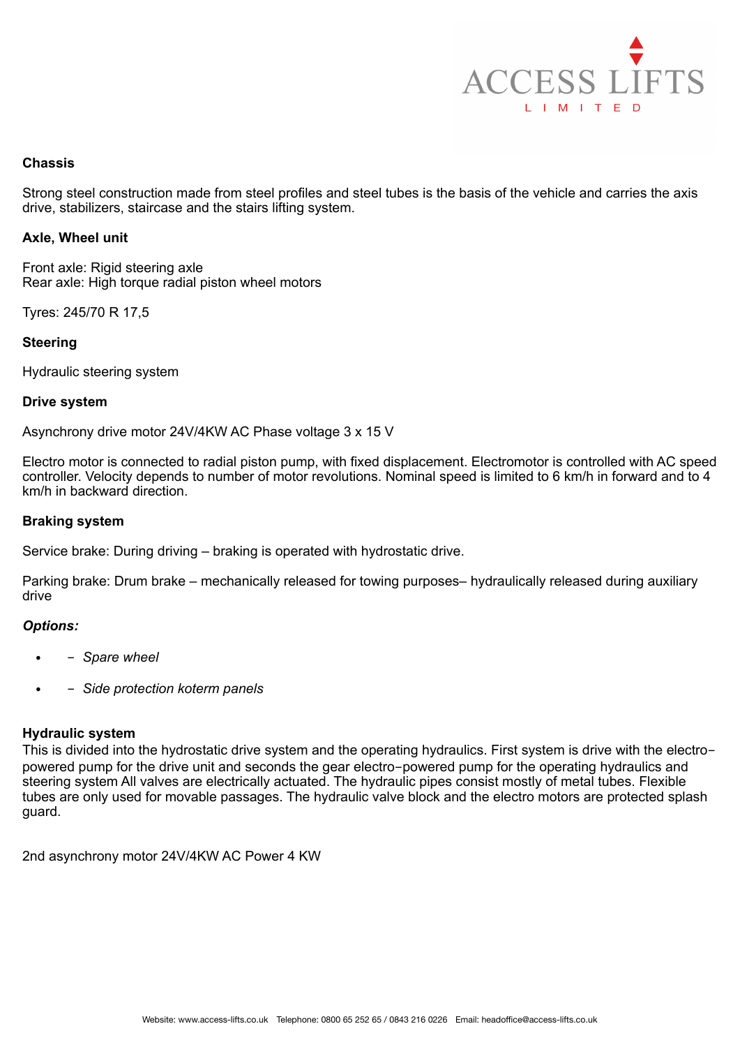**Chassis**

Strong steel construction made from steel profiles and steel tubes is the basis of the vehicle and carries the axis drive, stabilizers, staircase and the stairs lifting system.

**Axle, Wheel unit**

Front axle: Rigid steering axle
Rear axle: High torque radial piston wheel motors

Tyres: 245/70 R 17,5

**Steering**

Hydraulic steering system

**Drive system**

Asynchrony drive motor 24V/4KW AC Phase voltage 3 x 15 V

Electro motor is connected to radial piston pump, with fixed displacement. Electromotor is controlled with AC speed controller. Velocity depends to number of motor revolutions. Nominal speed is limited to 6 km/h in forward and to 4 km/h in backward direction.

**Braking system**

Service brake: During driving – braking is operated with hydrostatic drive.

Parking brake: Drum brake – mechanically released for towing purposes– hydraulically released during auxiliary drive

***Options:***

- − *Spare wheel*
- − *Side protection koterm panels*

**Hydraulic system**

This is divided into the hydrostatic drive system and the operating hydraulics. First system is drive with the electro−powered pump for the drive unit and seconds the gear electro−powered pump for the operating hydraulics and steering system All valves are electrically actuated. The hydraulic pipes consist mostly of metal tubes. Flexible tubes are only used for movable passages. The hydraulic valve block and the electro motors are protected splash guard.

2nd asynchrony motor 24V/4KW AC Power 4 KW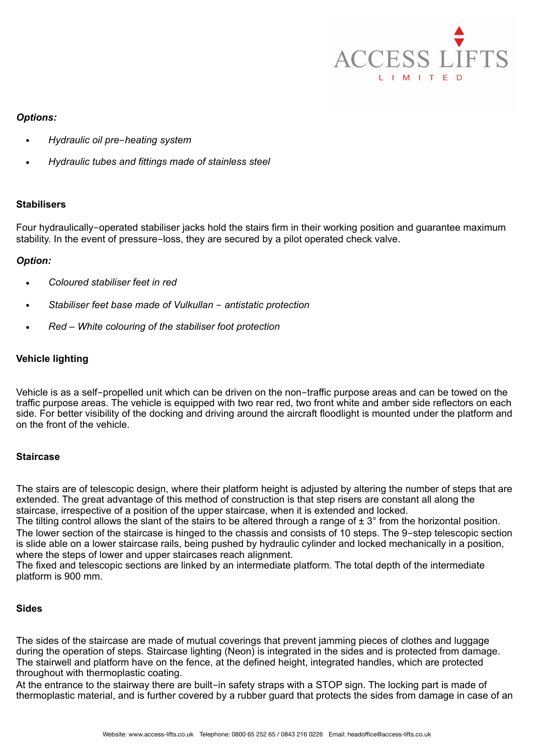***Options:***

- *Hydraulic oil pre-heating system*
- *Hydraulic tubes and fittings made of stainless steel*

**Stabilisers**

Four hydraulically-operated stabiliser jacks hold the stairs firm in their working position and guarantee maximum stability. In the event of pressure-loss, they are secured by a pilot operated check valve.

***Option:***

- *Coloured stabiliser feet in red*
- *Stabiliser feet base made of Vulkullan – antistatic protection*
- *Red – White colouring of the stabiliser foot protection*

**Vehicle lighting**

Vehicle is as a self-propelled unit which can be driven on the non-traffic purpose areas and can be towed on the traffic purpose areas. The vehicle is equipped with two rear red, two front white and amber side reflectors on each side. For better visibility of the docking and driving around the aircraft floodlight is mounted under the platform and on the front of the vehicle.

**Staircase**

The stairs are of telescopic design, where their platform height is adjusted by altering the number of steps that are extended. The great advantage of this method of construction is that step risers are constant all along the staircase, irrespective of a position of the upper staircase, when it is extended and locked.
The tilting control allows the slant of the stairs to be altered through a range of ± 3° from the horizontal position.
The lower section of the staircase is hinged to the chassis and consists of 10 steps. The 9-step telescopic section is slide able on a lower staircase rails, being pushed by hydraulic cylinder and locked mechanically in a position, where the steps of lower and upper staircases reach alignment.
The fixed and telescopic sections are linked by an intermediate platform. The total depth of the intermediate platform is 900 mm.

**Sides**

The sides of the staircase are made of mutual coverings that prevent jamming pieces of clothes and luggage during the operation of steps. Staircase lighting (Neon) is integrated in the sides and is protected from damage. The stairwell and platform have on the fence, at the defined height, integrated handles, which are protected throughout with thermoplastic coating.
At the entrance to the stairway there are built-in safety straps with a STOP sign. The locking part is made of thermoplastic material, and is further covered by a rubber guard that protects the sides from damage in case of an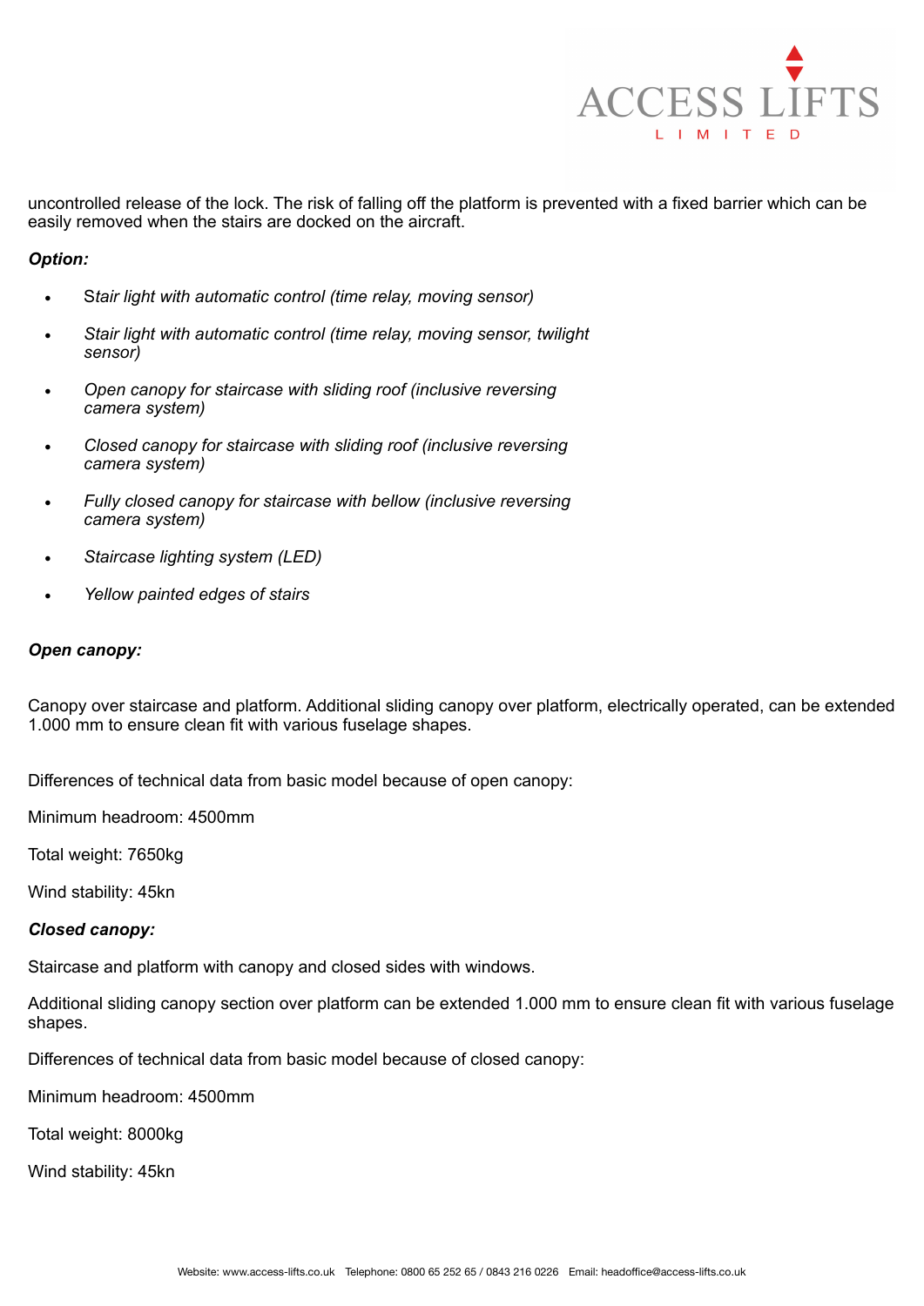uncontrolled release of the lock. The risk of falling off the platform is prevented with a fixed barrier which can be easily removed when the stairs are docked on the aircraft.

***Option:***

- *Stair light with automatic control (time relay, moving sensor)*
- *Stair light with automatic control (time relay, moving sensor, twilight sensor)*
- *Open canopy for staircase with sliding roof (inclusive reversing camera system)*
- *Closed canopy for staircase with sliding roof (inclusive reversing camera system)*
- *Fully closed canopy for staircase with bellow (inclusive reversing camera system)*
- *Staircase lighting system (LED)*
- *Yellow painted edges of stairs*

***Open canopy:***

Canopy over staircase and platform. Additional sliding canopy over platform, electrically operated, can be extended 1.000 mm to ensure clean fit with various fuselage shapes.

Differences of technical data from basic model because of open canopy:

Minimum headroom: 4500mm

Total weight: 7650kg

Wind stability: 45kn

***Closed canopy:***

Staircase and platform with canopy and closed sides with windows.

Additional sliding canopy section over platform can be extended 1.000 mm to ensure clean fit with various fuselage shapes.

Differences of technical data from basic model because of closed canopy:

Minimum headroom: 4500mm

Total weight: 8000kg

Wind stability: 45kn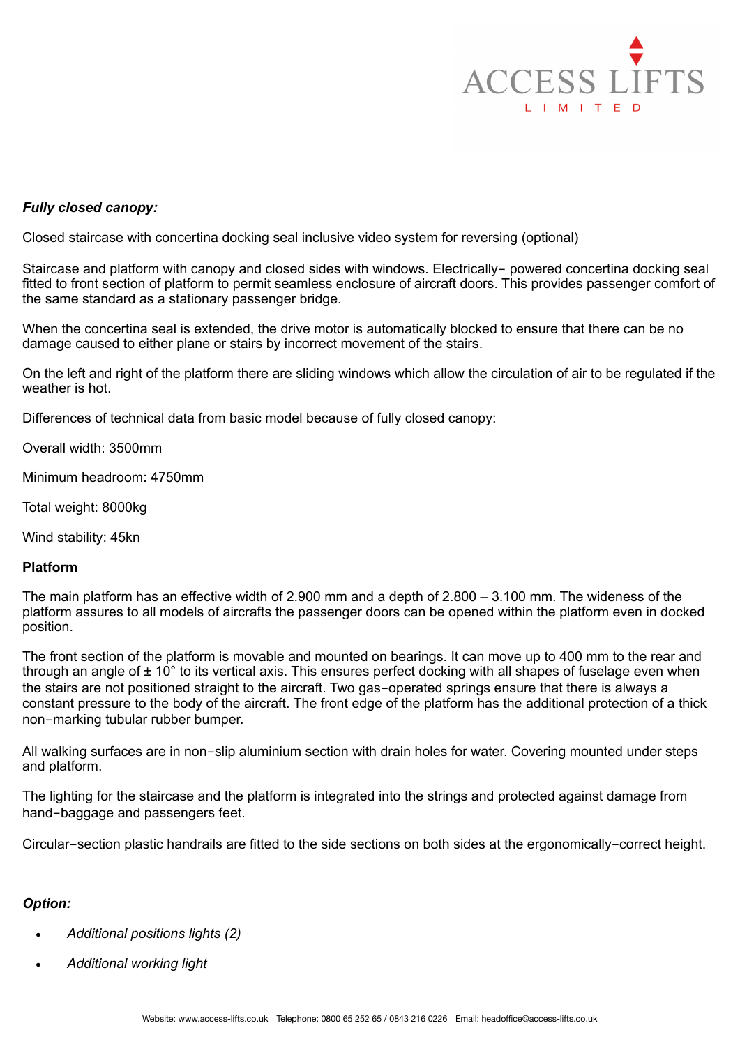***Fully closed canopy:***

Closed staircase with concertina docking seal inclusive video system for reversing (optional)

Staircase and platform with canopy and closed sides with windows. Electrically– powered concertina docking seal fitted to front section of platform to permit seamless enclosure of aircraft doors. This provides passenger comfort of the same standard as a stationary passenger bridge.

When the concertina seal is extended, the drive motor is automatically blocked to ensure that there can be no damage caused to either plane or stairs by incorrect movement of the stairs.

On the left and right of the platform there are sliding windows which allow the circulation of air to be regulated if the weather is hot.

Differences of technical data from basic model because of fully closed canopy:

Overall width: 3500mm

Minimum headroom: 4750mm

Total weight: 8000kg

Wind stability: 45kn

**Platform**

The main platform has an effective width of 2.900 mm and a depth of 2.800 – 3.100 mm. The wideness of the platform assures to all models of aircrafts the passenger doors can be opened within the platform even in docked position.

The front section of the platform is movable and mounted on bearings. It can move up to 400 mm to the rear and through an angle of ± 10° to its vertical axis. This ensures perfect docking with all shapes of fuselage even when the stairs are not positioned straight to the aircraft. Two gas–operated springs ensure that there is always a constant pressure to the body of the aircraft. The front edge of the platform has the additional protection of a thick non–marking tubular rubber bumper.

All walking surfaces are in non–slip aluminium section with drain holes for water. Covering mounted under steps and platform.

The lighting for the staircase and the platform is integrated into the strings and protected against damage from hand–baggage and passengers feet.

Circular–section plastic handrails are fitted to the side sections on both sides at the ergonomically–correct height.

***Option:***

- *Additional positions lights (2)*
- *Additional working light*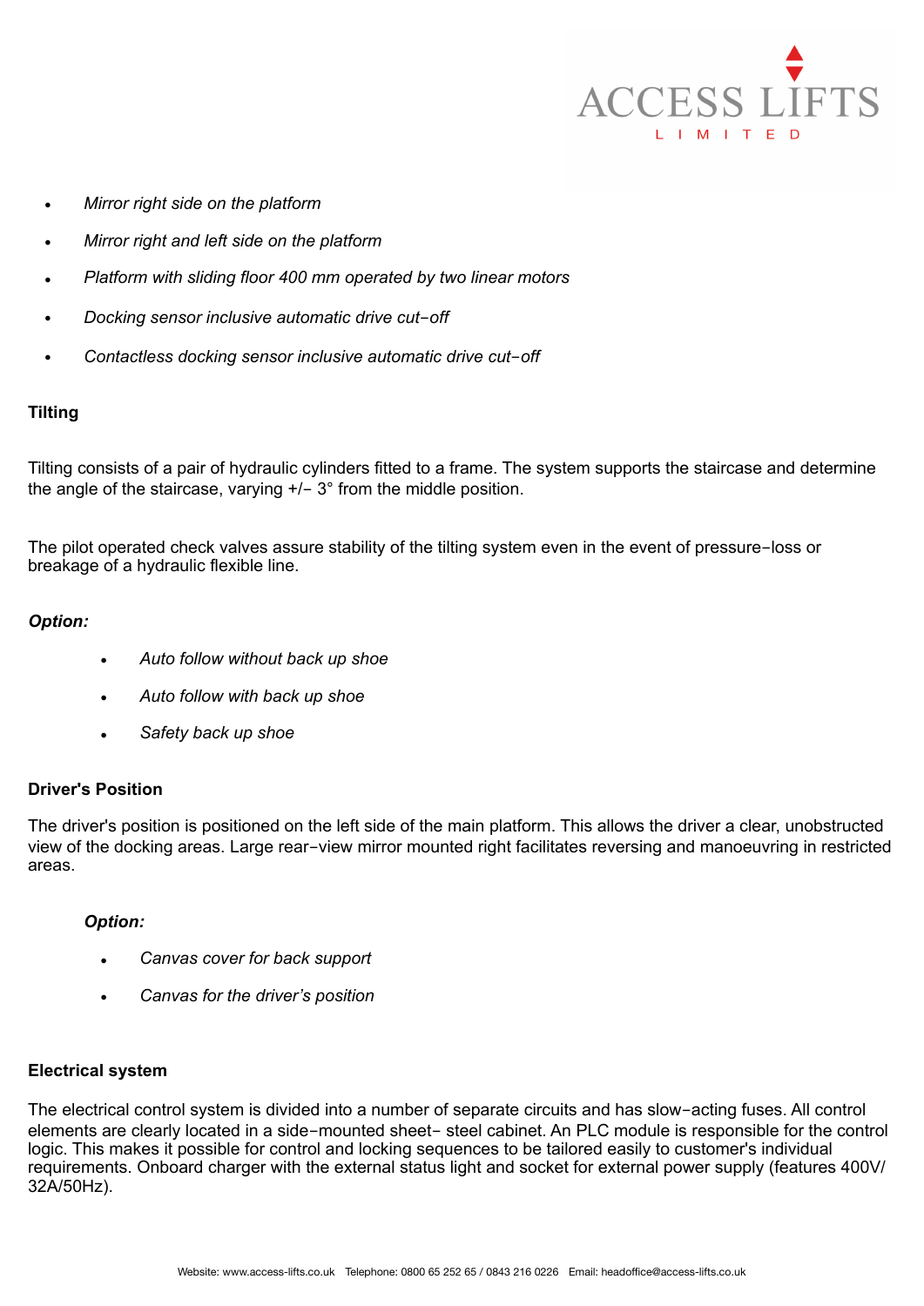- *Mirror right side on the platform*
- *Mirror right and left side on the platform*
- *Platform with sliding floor 400 mm operated by two linear motors*
- *Docking sensor inclusive automatic drive cut−off*
- *Contactless docking sensor inclusive automatic drive cut−off*

**Tilting**

Tilting consists of a pair of hydraulic cylinders fitted to a frame. The system supports the staircase and determine the angle of the staircase, varying +/− 3° from the middle position.

The pilot operated check valves assure stability of the tilting system even in the event of pressure−loss or breakage of a hydraulic flexible line.

***Option:***

- *Auto follow without back up shoe*
- *Auto follow with back up shoe*
- *Safety back up shoe*

**Driver's Position**

The driver's position is positioned on the left side of the main platform. This allows the driver a clear, unobstructed view of the docking areas. Large rear−view mirror mounted right facilitates reversing and manoeuvring in restricted areas.

***Option:***

- *Canvas cover for back support*
- *Canvas for the driver's position*

**Electrical system**

The electrical control system is divided into a number of separate circuits and has slow−acting fuses. All control elements are clearly located in a side−mounted sheet− steel cabinet. An PLC module is responsible for the control logic. This makes it possible for control and locking sequences to be tailored easily to customer's individual requirements. Onboard charger with the external status light and socket for external power supply (features 400V/ 32A/50Hz).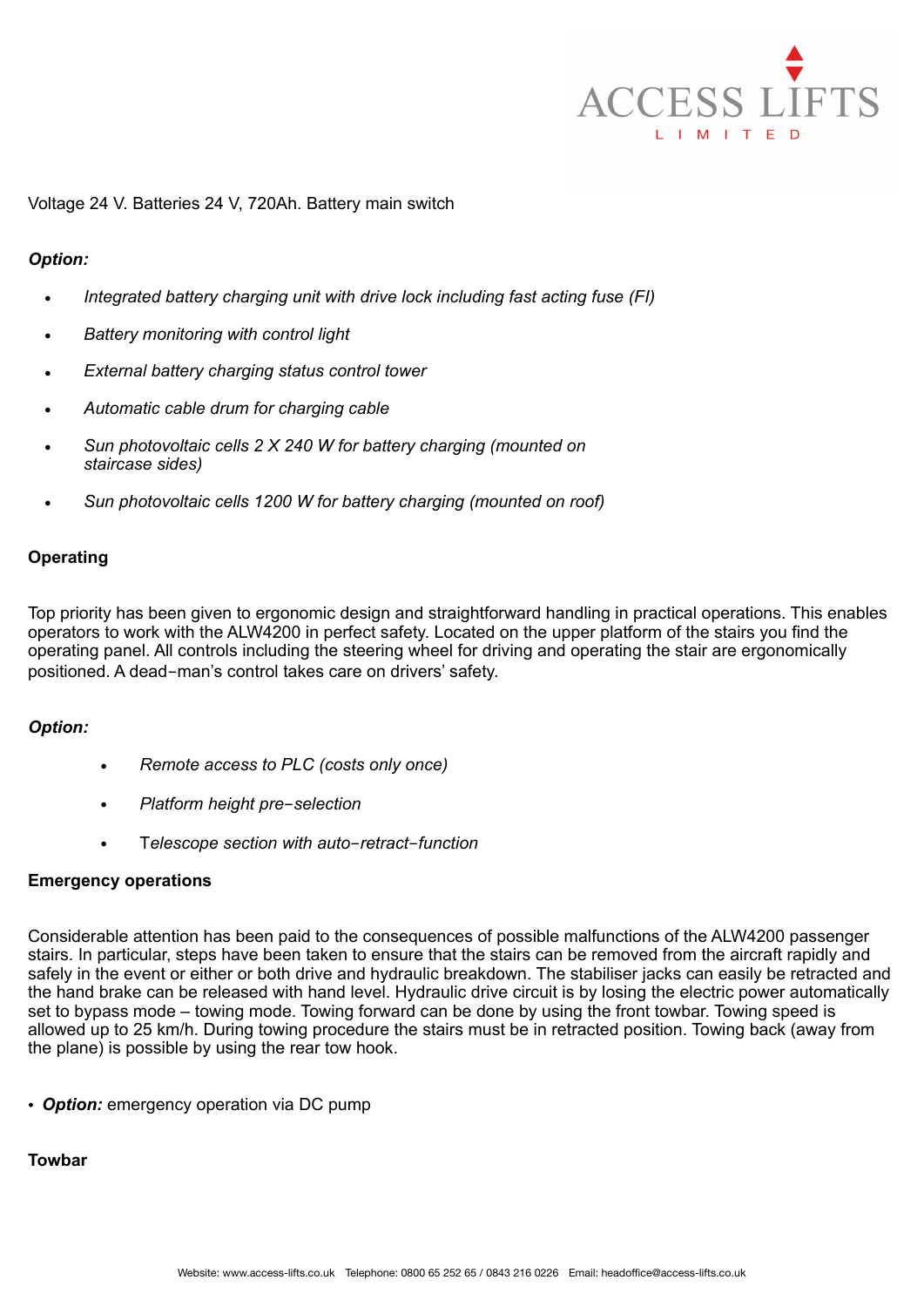Voltage 24 V. Batteries 24 V, 720Ah. Battery main switch

***Option:***

- *Integrated battery charging unit with drive lock including fast acting fuse (FI)*
- *Battery monitoring with control light*
- *External battery charging status control tower*
- *Automatic cable drum for charging cable*
- *Sun photovoltaic cells 2 X 240 W for battery charging (mounted on staircase sides)*
- *Sun photovoltaic cells 1200 W for battery charging (mounted on roof)*

**Operating**

Top priority has been given to ergonomic design and straightforward handling in practical operations. This enables operators to work with the ALW4200 in perfect safety. Located on the upper platform of the stairs you find the operating panel. All controls including the steering wheel for driving and operating the stair are ergonomically positioned. A dead−man's control takes care on drivers' safety.

***Option:***

- *Remote access to PLC (costs only once)*
- *Platform height pre−selection*
- T*elescope section with auto−retract−function*

**Emergency operations**

Considerable attention has been paid to the consequences of possible malfunctions of the ALW4200 passenger stairs. In particular, steps have been taken to ensure that the stairs can be removed from the aircraft rapidly and safely in the event or either or both drive and hydraulic breakdown. The stabiliser jacks can easily be retracted and the hand brake can be released with hand level. Hydraulic drive circuit is by losing the electric power automatically set to bypass mode – towing mode. Towing forward can be done by using the front towbar. Towing speed is allowed up to 25 km/h. During towing procedure the stairs must be in retracted position. Towing back (away from the plane) is possible by using the rear tow hook.

- ***Option:*** emergency operation via DC pump

**Towbar**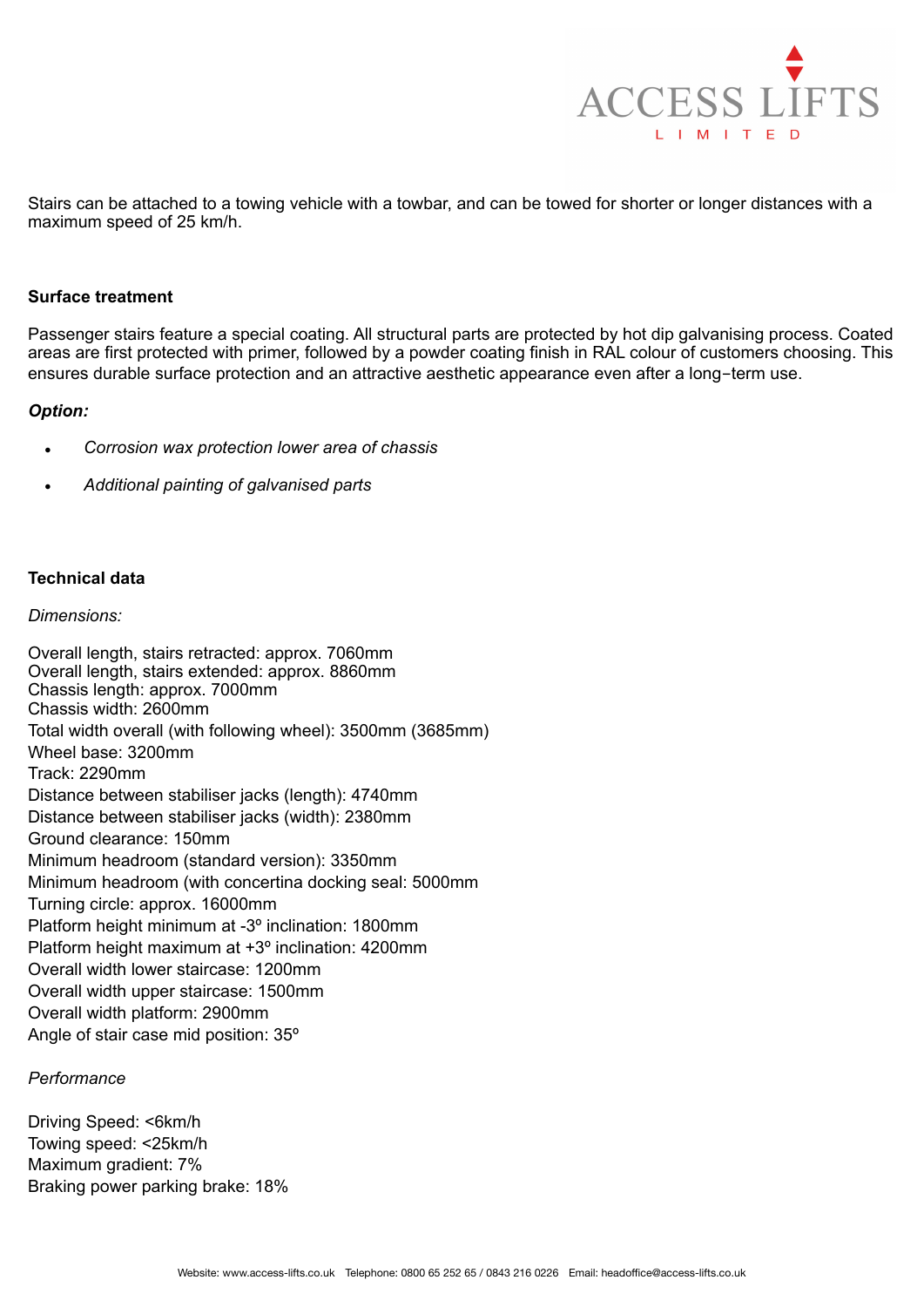Stairs can be attached to a towing vehicle with a towbar, and can be towed for shorter or longer distances with a maximum speed of 25 km/h.

**Surface treatment**

Passenger stairs feature a special coating. All structural parts are protected by hot dip galvanising process. Coated areas are first protected with primer, followed by a powder coating finish in RAL colour of customers choosing. This ensures durable surface protection and an attractive aesthetic appearance even after a long-term use.

***Option:***

- *Corrosion wax protection lower area of chassis*
- *Additional painting of galvanised parts*

**Technical data**

*Dimensions:*

Overall length, stairs retracted: approx. 7060mm
Overall length, stairs extended: approx. 8860mm
Chassis length: approx. 7000mm
Chassis width: 2600mm
Total width overall (with following wheel): 3500mm (3685mm)
Wheel base: 3200mm
Track: 2290mm
Distance between stabiliser jacks (length): 4740mm
Distance between stabiliser jacks (width): 2380mm
Ground clearance: 150mm
Minimum headroom (standard version): 3350mm
Minimum headroom (with concertina docking seal: 5000mm
Turning circle: approx. 16000mm
Platform height minimum at -3º inclination: 1800mm
Platform height maximum at +3º inclination: 4200mm
Overall width lower staircase: 1200mm
Overall width upper staircase: 1500mm
Overall width platform: 2900mm
Angle of stair case mid position: 35º

*Performance*

Driving Speed: <6km/h
Towing speed: <25km/h
Maximum gradient: 7%
Braking power parking brake: 18%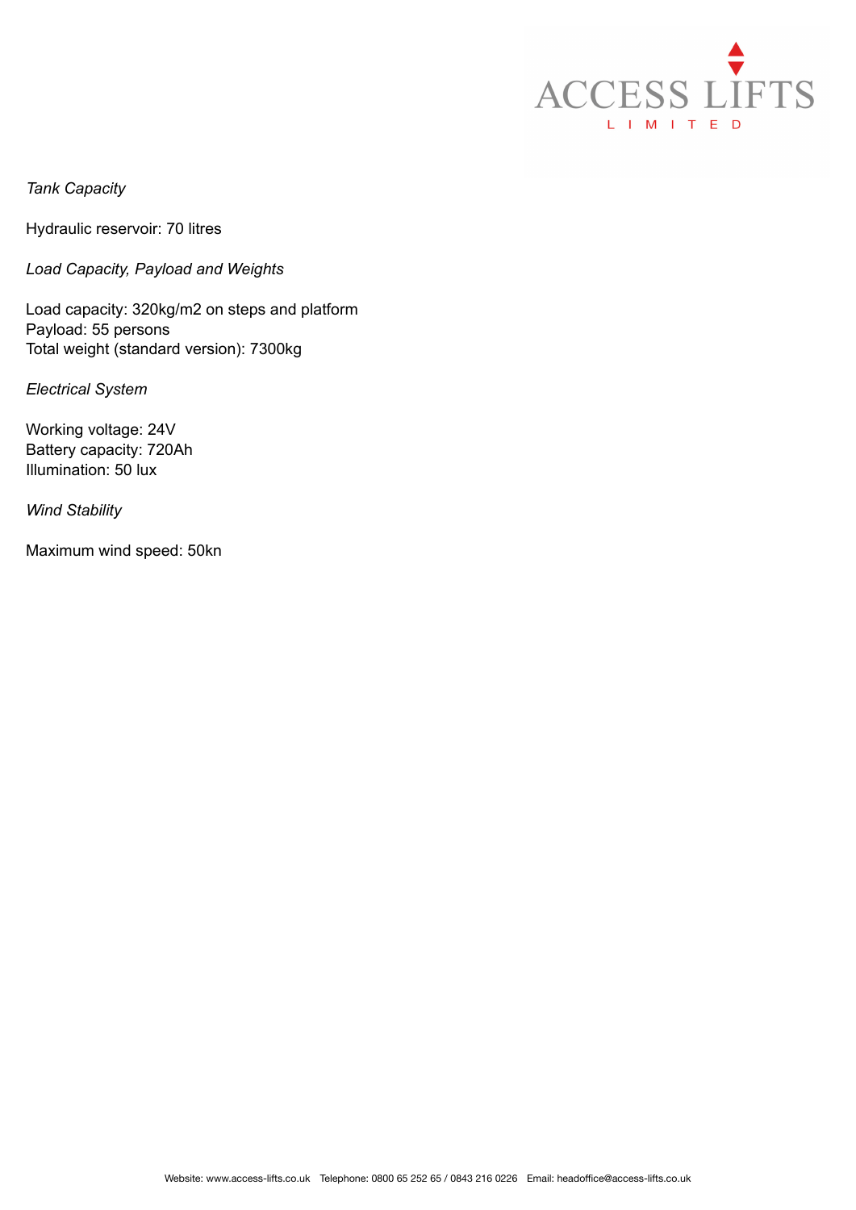*Tank Capacity*

Hydraulic reservoir: 70 litres

*Load Capacity, Payload and Weights*

Load capacity: 320kg/m2 on steps and platform
Payload: 55 persons
Total weight (standard version): 7300kg

*Electrical System*

Working voltage: 24V
Battery capacity: 720Ah
Illumination: 50 lux

*Wind Stability*

Maximum wind speed: 50kn